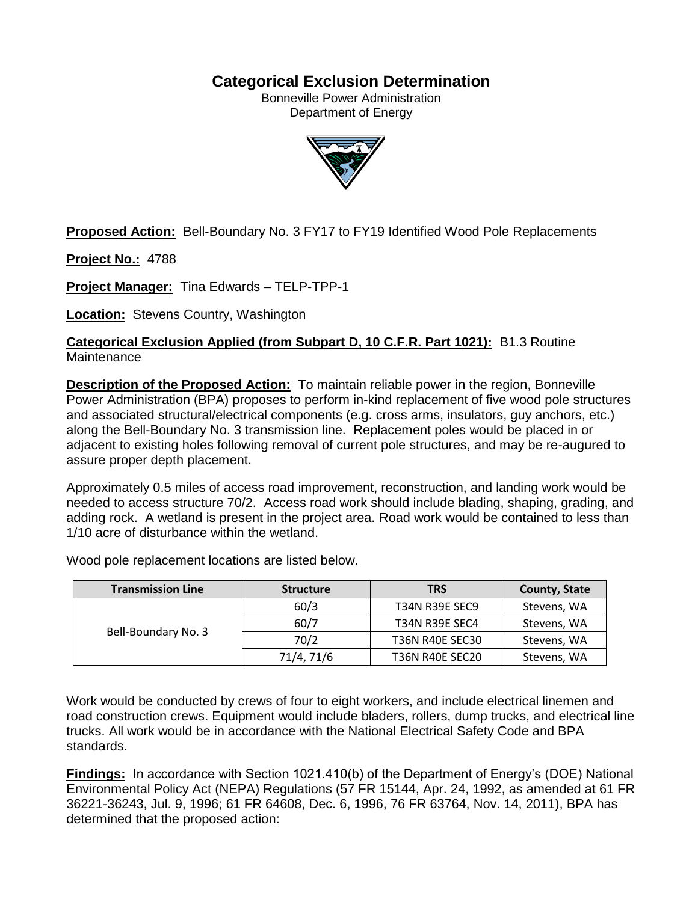# Categorical Exclusion Determination

Bonneville Power Administration
Department of Energy

**Proposed Action:** Bell-Boundary No. 3 FY17 to FY19 Identified Wood Pole Replacements

**Project No.:** 4788

**Project Manager:** Tina Edwards – TELP-TPP-1

**Location:** Stevens Country, Washington

**Categorical Exclusion Applied (from Subpart D, 10 C.F.R. Part 1021):** B1.3 Routine Maintenance

**Description of the Proposed Action:** To maintain reliable power in the region, Bonneville Power Administration (BPA) proposes to perform in-kind replacement of five wood pole structures and associated structural/electrical components (e.g. cross arms, insulators, guy anchors, etc.) along the Bell-Boundary No. 3 transmission line. Replacement poles would be placed in or adjacent to existing holes following removal of current pole structures, and may be re-augured to assure proper depth placement.

Approximately 0.5 miles of access road improvement, reconstruction, and landing work would be needed to access structure 70/2. Access road work should include blading, shaping, grading, and adding rock. A wetland is present in the project area. Road work would be contained to less than 1/10 acre of disturbance within the wetland.

Wood pole replacement locations are listed below.

| Transmission Line | Structure | TRS | County, State |
|---|---|---|---|
| Bell-Boundary No. 3 | 60/3 | T34N R39E SEC9 | Stevens, WA |
| | 60/7 | T34N R39E SEC4 | Stevens, WA |
| | 70/2 | T36N R40E SEC30 | Stevens, WA |
| | 71/4, 71/6 | T36N R40E SEC20 | Stevens, WA |

Work would be conducted by crews of four to eight workers, and include electrical linemen and road construction crews. Equipment would include bladers, rollers, dump trucks, and electrical line trucks. All work would be in accordance with the National Electrical Safety Code and BPA standards.

**Findings:** In accordance with Section 1021.410(b) of the Department of Energy's (DOE) National Environmental Policy Act (NEPA) Regulations (57 FR 15144, Apr. 24, 1992, as amended at 61 FR 36221-36243, Jul. 9, 1996; 61 FR 64608, Dec. 6, 1996, 76 FR 63764, Nov. 14, 2011), BPA has determined that the proposed action: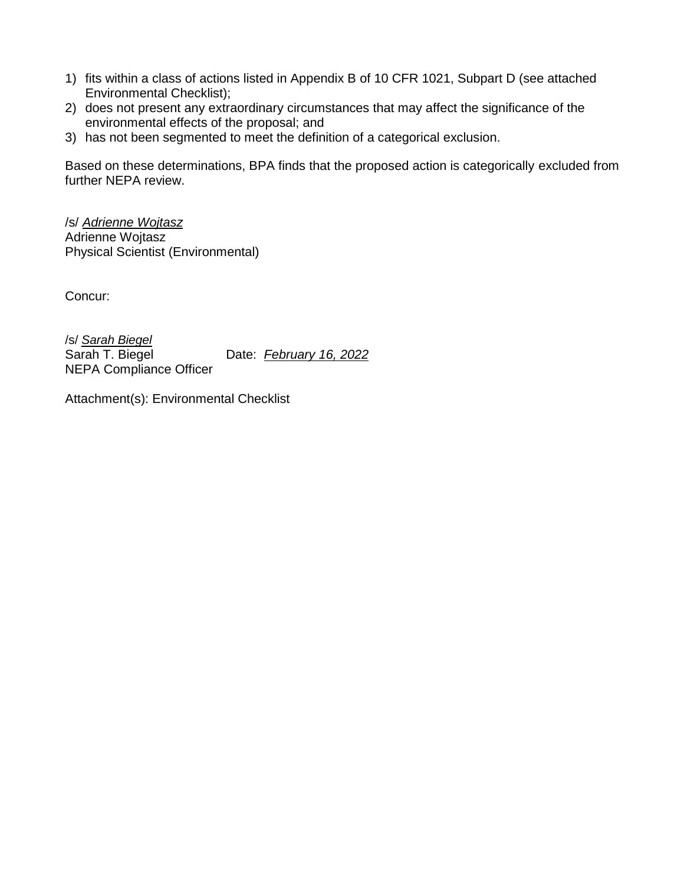1) fits within a class of actions listed in Appendix B of 10 CFR 1021, Subpart D (see attached Environmental Checklist);
2) does not present any extraordinary circumstances that may affect the significance of the environmental effects of the proposal; and
3) has not been segmented to meet the definition of a categorical exclusion.

Based on these determinations, BPA finds that the proposed action is categorically excluded from further NEPA review.

/s/ *Adrienne Wojtasz*
Adrienne Wojtasz
Physical Scientist (Environmental)

Concur:

/s/ *Sarah Biegel*
Sarah T. Biegel Date: *February 16, 2022*
NEPA Compliance Officer

Attachment(s): Environmental Checklist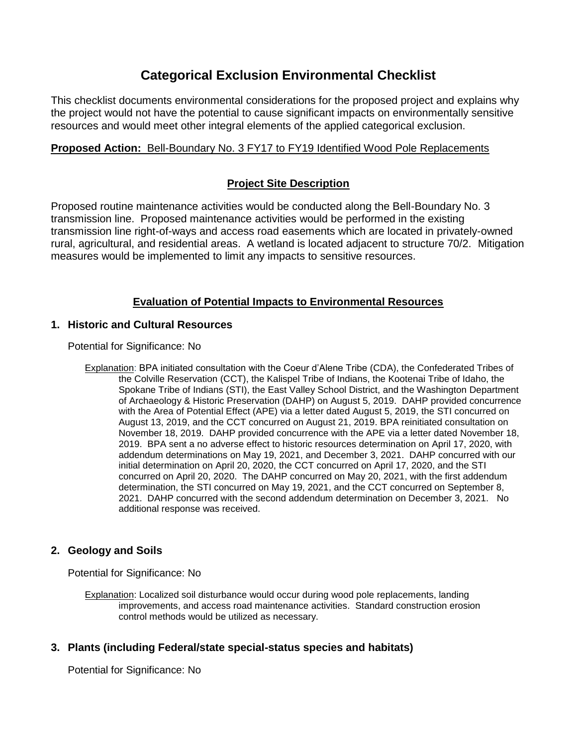# Categorical Exclusion Environmental Checklist

This checklist documents environmental considerations for the proposed project and explains why the project would not have the potential to cause significant impacts on environmentally sensitive resources and would meet other integral elements of the applied categorical exclusion.

**Proposed Action:** Bell-Boundary No. 3 FY17 to FY19 Identified Wood Pole Replacements

## Project Site Description

Proposed routine maintenance activities would be conducted along the Bell-Boundary No. 3 transmission line. Proposed maintenance activities would be performed in the existing transmission line right-of-ways and access road easements which are located in privately-owned rural, agricultural, and residential areas. A wetland is located adjacent to structure 70/2. Mitigation measures would be implemented to limit any impacts to sensitive resources.

## Evaluation of Potential Impacts to Environmental Resources

### 1. Historic and Cultural Resources

Potential for Significance: No

Explanation: BPA initiated consultation with the Coeur d'Alene Tribe (CDA), the Confederated Tribes of the Colville Reservation (CCT), the Kalispel Tribe of Indians, the Kootenai Tribe of Idaho, the Spokane Tribe of Indians (STI), the East Valley School District, and the Washington Department of Archaeology & Historic Preservation (DAHP) on August 5, 2019. DAHP provided concurrence with the Area of Potential Effect (APE) via a letter dated August 5, 2019, the STI concurred on August 13, 2019, and the CCT concurred on August 21, 2019. BPA reinitiated consultation on November 18, 2019. DAHP provided concurrence with the APE via a letter dated November 18, 2019. BPA sent a no adverse effect to historic resources determination on April 17, 2020, with addendum determinations on May 19, 2021, and December 3, 2021. DAHP concurred with our initial determination on April 20, 2020, the CCT concurred on April 17, 2020, and the STI concurred on April 20, 2020. The DAHP concurred on May 20, 2021, with the first addendum determination, the STI concurred on May 19, 2021, and the CCT concurred on September 8, 2021. DAHP concurred with the second addendum determination on December 3, 2021. No additional response was received.

### 2. Geology and Soils

Potential for Significance: No

Explanation: Localized soil disturbance would occur during wood pole replacements, landing improvements, and access road maintenance activities. Standard construction erosion control methods would be utilized as necessary.

### 3. Plants (including Federal/state special-status species and habitats)

Potential for Significance: No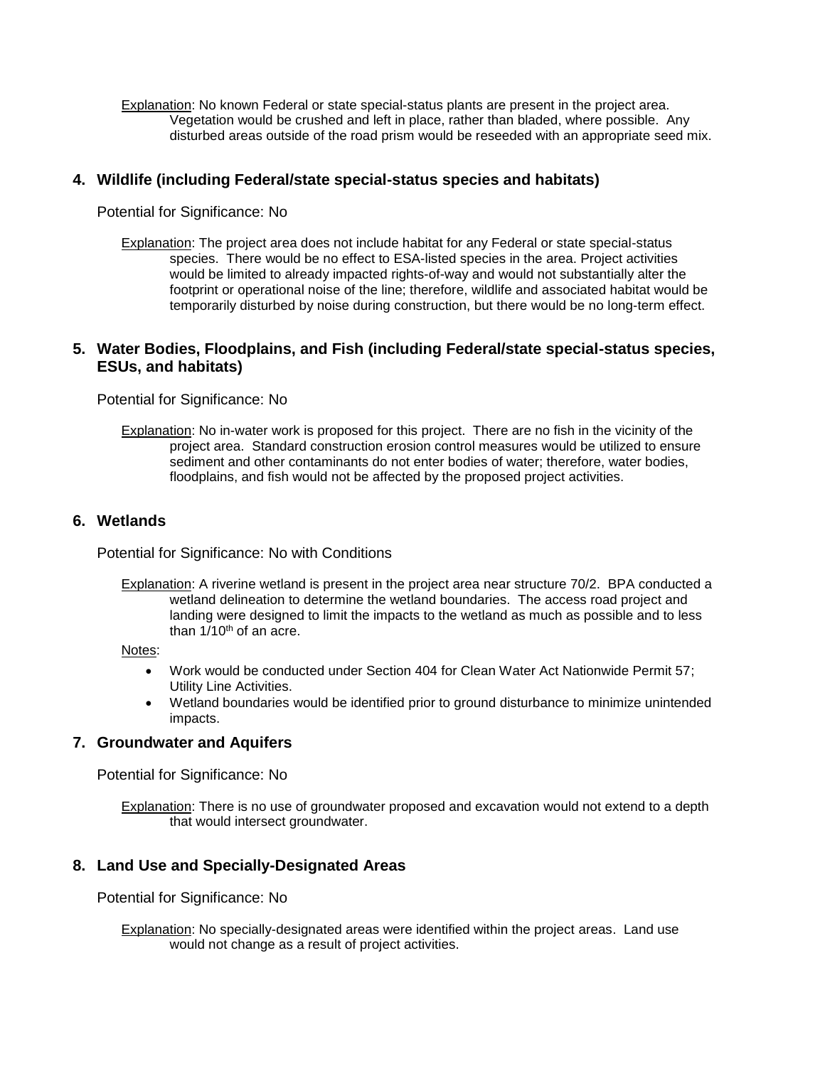Explanation: No known Federal or state special-status plants are present in the project area. Vegetation would be crushed and left in place, rather than bladed, where possible. Any disturbed areas outside of the road prism would be reseeded with an appropriate seed mix.

## 4. Wildlife (including Federal/state special-status species and habitats)

Potential for Significance: No

Explanation: The project area does not include habitat for any Federal or state special-status species. There would be no effect to ESA-listed species in the area. Project activities would be limited to already impacted rights-of-way and would not substantially alter the footprint or operational noise of the line; therefore, wildlife and associated habitat would be temporarily disturbed by noise during construction, but there would be no long-term effect.

## 5. Water Bodies, Floodplains, and Fish (including Federal/state special-status species, ESUs, and habitats)

Potential for Significance: No

Explanation: No in-water work is proposed for this project. There are no fish in the vicinity of the project area. Standard construction erosion control measures would be utilized to ensure sediment and other contaminants do not enter bodies of water; therefore, water bodies, floodplains, and fish would not be affected by the proposed project activities.

## 6. Wetlands

Potential for Significance: No with Conditions

Explanation: A riverine wetland is present in the project area near structure 70/2. BPA conducted a wetland delineation to determine the wetland boundaries. The access road project and landing were designed to limit the impacts to the wetland as much as possible and to less than 1/10th of an acre.

Notes:

- Work would be conducted under Section 404 for Clean Water Act Nationwide Permit 57; Utility Line Activities.
- Wetland boundaries would be identified prior to ground disturbance to minimize unintended impacts.

## 7. Groundwater and Aquifers

Potential for Significance: No

Explanation: There is no use of groundwater proposed and excavation would not extend to a depth that would intersect groundwater.

## 8. Land Use and Specially-Designated Areas

Potential for Significance: No

Explanation: No specially-designated areas were identified within the project areas. Land use would not change as a result of project activities.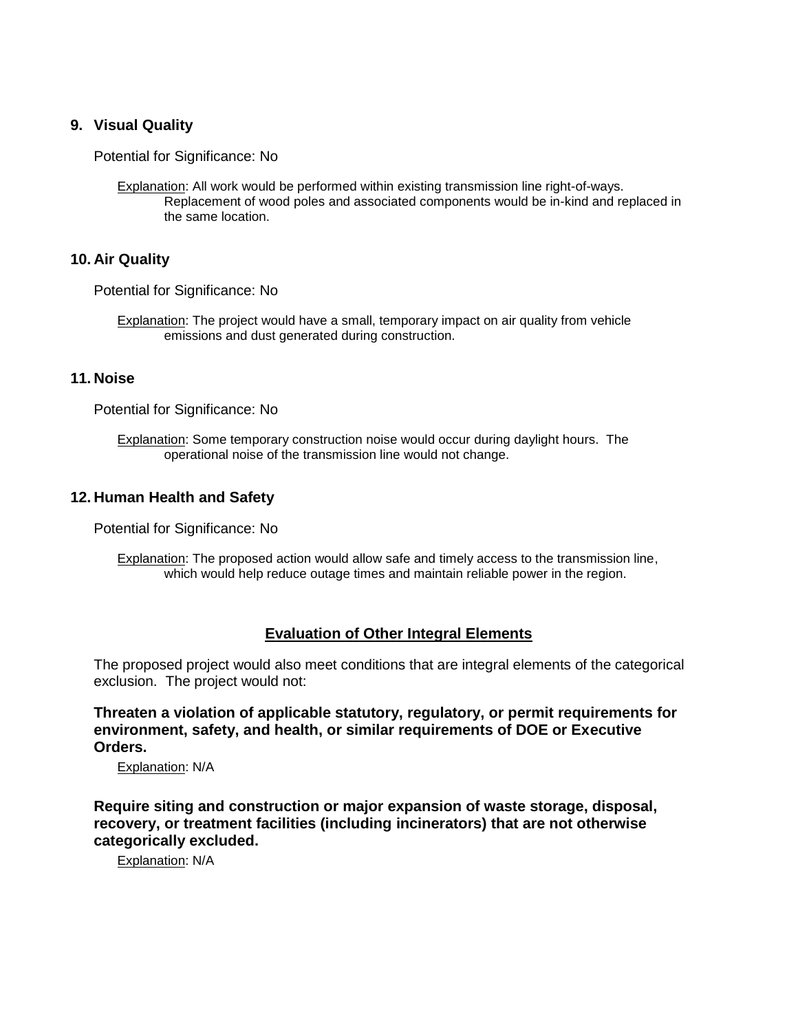## 9. Visual Quality

Potential for Significance: No

Explanation: All work would be performed within existing transmission line right-of-ways. Replacement of wood poles and associated components would be in-kind and replaced in the same location.

## 10. Air Quality

Potential for Significance: No

Explanation: The project would have a small, temporary impact on air quality from vehicle emissions and dust generated during construction.

## 11. Noise

Potential for Significance: No

Explanation: Some temporary construction noise would occur during daylight hours. The operational noise of the transmission line would not change.

## 12. Human Health and Safety

Potential for Significance: No

Explanation: The proposed action would allow safe and timely access to the transmission line, which would help reduce outage times and maintain reliable power in the region.

## Evaluation of Other Integral Elements

The proposed project would also meet conditions that are integral elements of the categorical exclusion. The project would not:

**Threaten a violation of applicable statutory, regulatory, or permit requirements for environment, safety, and health, or similar requirements of DOE or Executive Orders.**

Explanation: N/A

**Require siting and construction or major expansion of waste storage, disposal, recovery, or treatment facilities (including incinerators) that are not otherwise categorically excluded.**

Explanation: N/A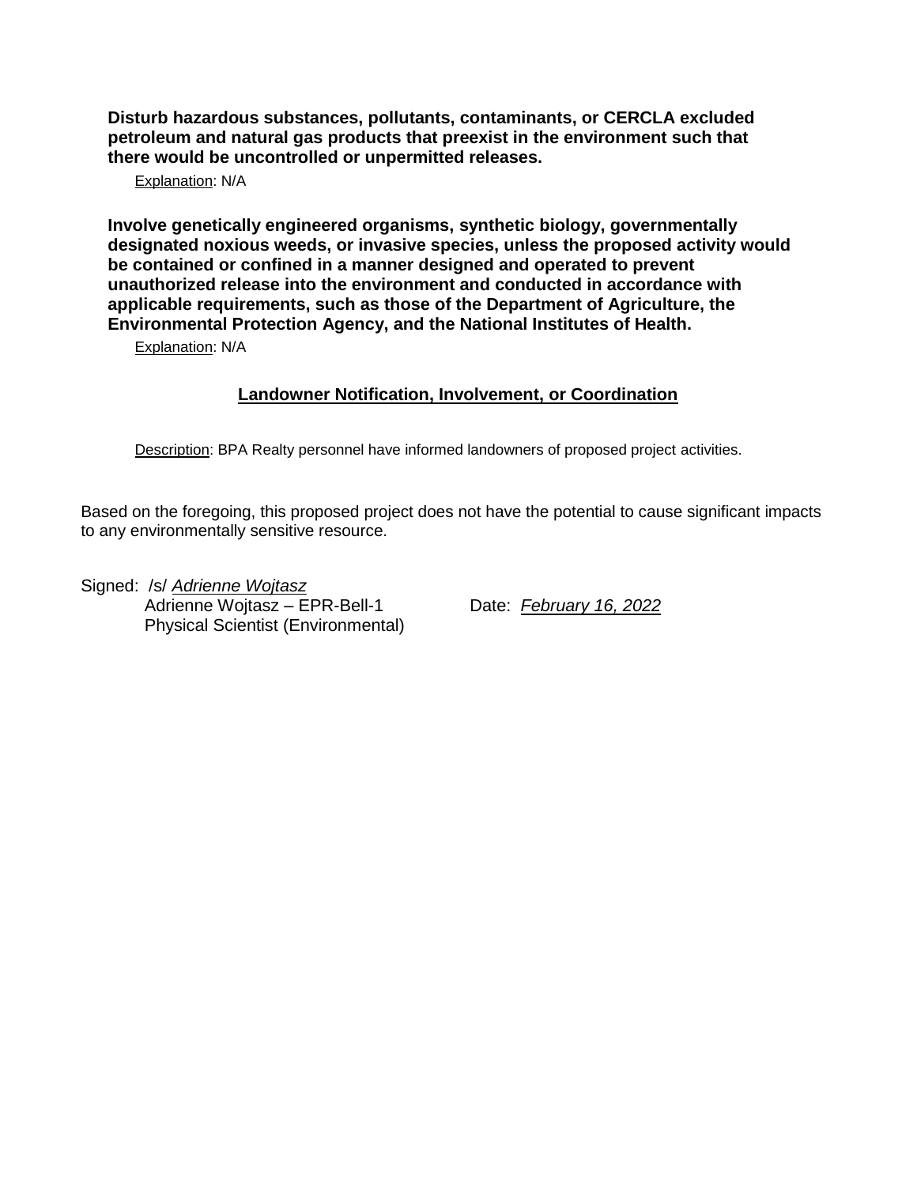**Disturb hazardous substances, pollutants, contaminants, or CERCLA excluded petroleum and natural gas products that preexist in the environment such that there would be uncontrolled or unpermitted releases.**

Explanation: N/A

**Involve genetically engineered organisms, synthetic biology, governmentally designated noxious weeds, or invasive species, unless the proposed activity would be contained or confined in a manner designed and operated to prevent unauthorized release into the environment and conducted in accordance with applicable requirements, such as those of the Department of Agriculture, the Environmental Protection Agency, and the National Institutes of Health.**

Explanation: N/A

## Landowner Notification, Involvement, or Coordination

Description: BPA Realty personnel have informed landowners of proposed project activities.

Based on the foregoing, this proposed project does not have the potential to cause significant impacts to any environmentally sensitive resource.

Signed: /s/ *Adrienne Wojtasz*
Adrienne Wojtasz – EPR-Bell-1
Physical Scientist (Environmental)

Date: *February 16, 2022*